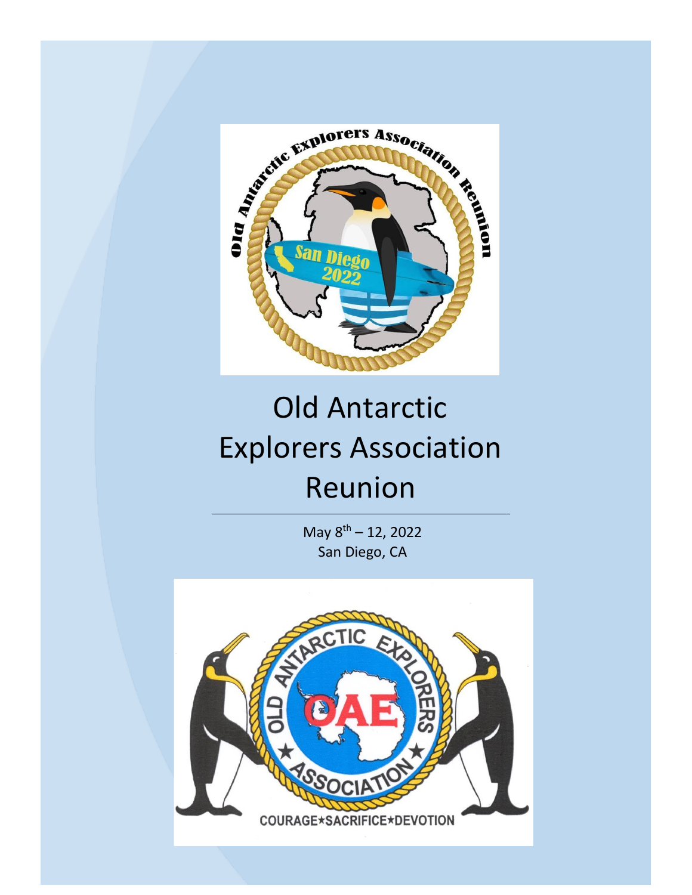# Old Antarctic Explorers Association Reunion

May 8th – 12, 2022
San Diego, CA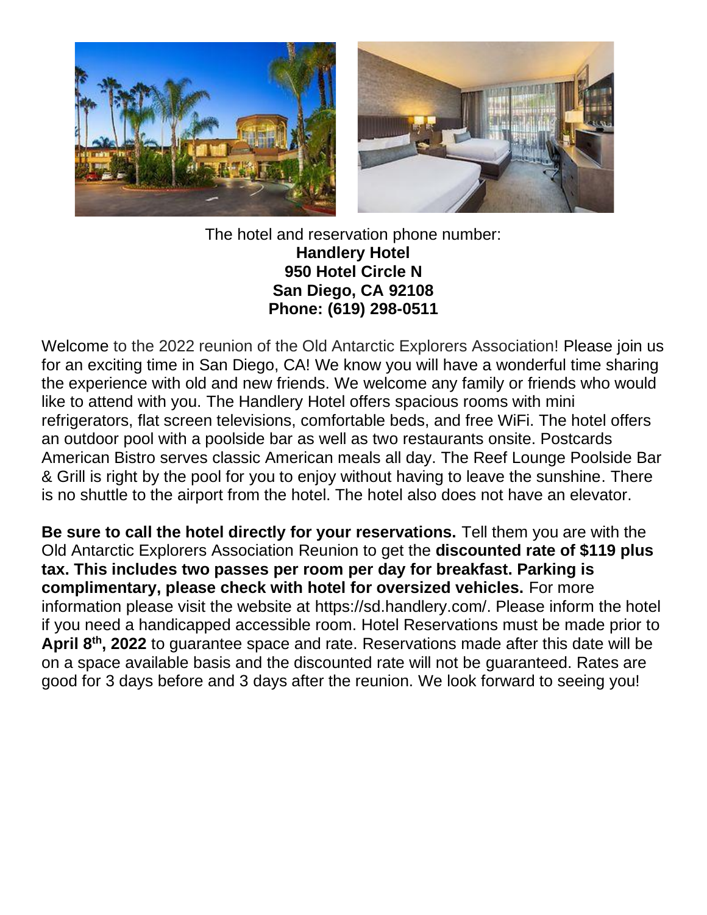The hotel and reservation phone number:

**Handlery Hotel**
**950 Hotel Circle N**
**San Diego, CA 92108**
**Phone: (619) 298-0511**

Welcome to the 2022 reunion of the Old Antarctic Explorers Association! Please join us for an exciting time in San Diego, CA! We know you will have a wonderful time sharing the experience with old and new friends. We welcome any family or friends who would like to attend with you. The Handlery Hotel offers spacious rooms with mini refrigerators, flat screen televisions, comfortable beds, and free WiFi. The hotel offers an outdoor pool with a poolside bar as well as two restaurants onsite. Postcards American Bistro serves classic American meals all day. The Reef Lounge Poolside Bar & Grill is right by the pool for you to enjoy without having to leave the sunshine. There is no shuttle to the airport from the hotel. The hotel also does not have an elevator.

**Be sure to call the hotel directly for your reservations.** Tell them you are with the Old Antarctic Explorers Association Reunion to get the **discounted rate of $119 plus tax. This includes two passes per room per day for breakfast. Parking is complimentary, please check with hotel for oversized vehicles.** For more information please visit the website at https://sd.handlery.com/. Please inform the hotel if you need a handicapped accessible room. Hotel Reservations must be made prior to **April 8th, 2022** to guarantee space and rate. Reservations made after this date will be on a space available basis and the discounted rate will not be guaranteed. Rates are good for 3 days before and 3 days after the reunion. We look forward to seeing you!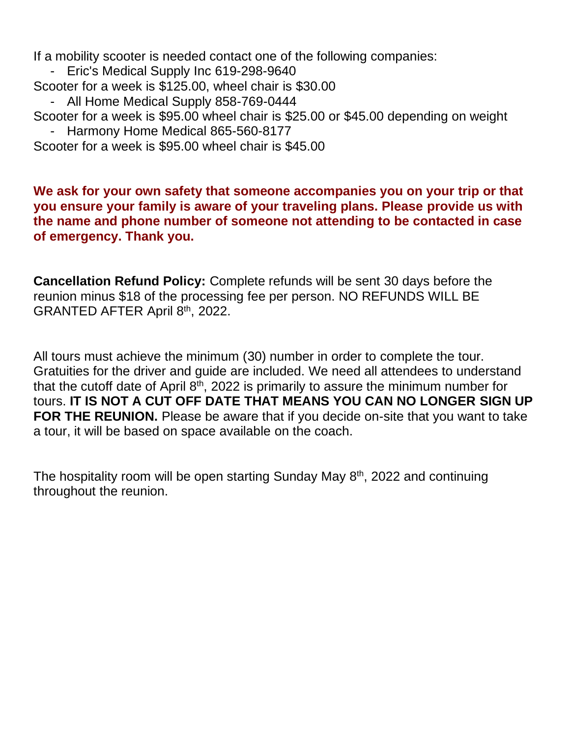If a mobility scooter is needed contact one of the following companies:

- Eric's Medical Supply Inc 619-298-9640

Scooter for a week is $125.00, wheel chair is $30.00

- All Home Medical Supply 858-769-0444

Scooter for a week is $95.00 wheel chair is $25.00 or $45.00 depending on weight

- Harmony Home Medical 865-560-8177

Scooter for a week is $95.00 wheel chair is $45.00

**We ask for your own safety that someone accompanies you on your trip or that you ensure your family is aware of your traveling plans. Please provide us with the name and phone number of someone not attending to be contacted in case of emergency. Thank you.**

**Cancellation Refund Policy:** Complete refunds will be sent 30 days before the reunion minus $18 of the processing fee per person. NO REFUNDS WILL BE GRANTED AFTER April 8th, 2022.

All tours must achieve the minimum (30) number in order to complete the tour. Gratuities for the driver and guide are included. We need all attendees to understand that the cutoff date of April 8th, 2022 is primarily to assure the minimum number for tours. **IT IS NOT A CUT OFF DATE THAT MEANS YOU CAN NO LONGER SIGN UP FOR THE REUNION.** Please be aware that if you decide on-site that you want to take a tour, it will be based on space available on the coach.

The hospitality room will be open starting Sunday May 8th, 2022 and continuing throughout the reunion.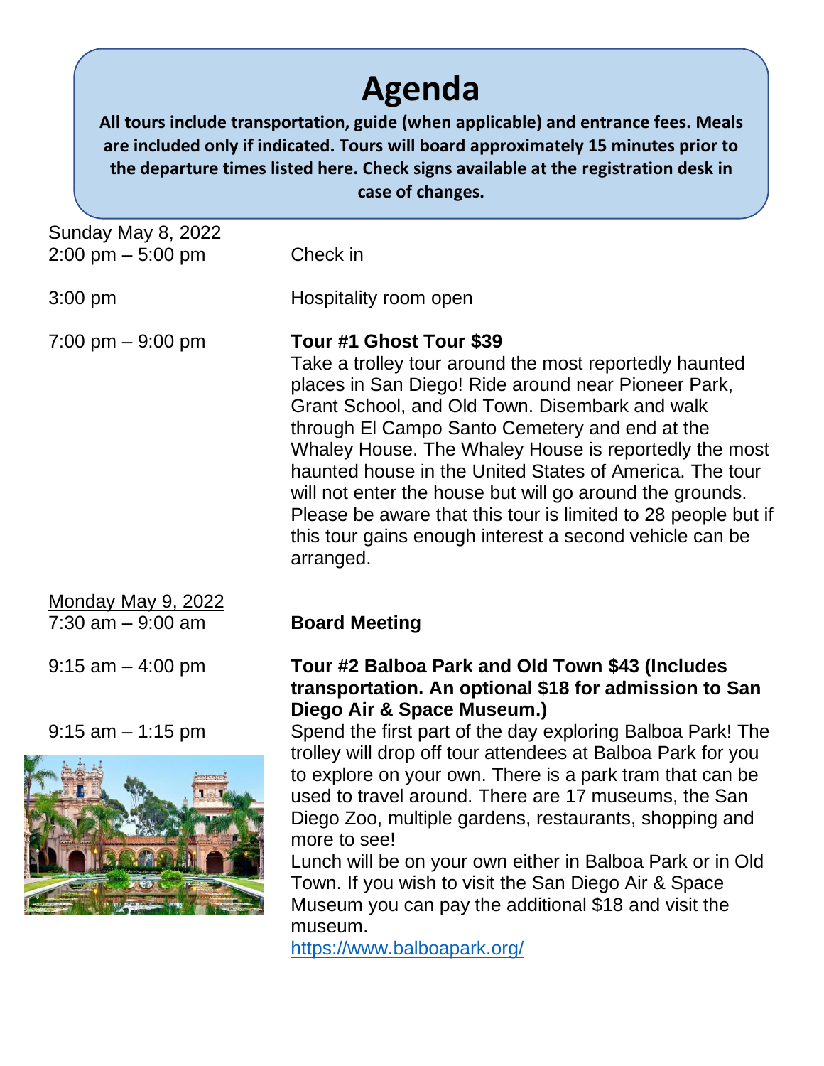# Agenda

**All tours include transportation, guide (when applicable) and entrance fees. Meals are included only if indicated. Tours will board approximately 15 minutes prior to the departure times listed here. Check signs available at the registration desk in case of changes.**

Sunday May 8, 2022

2:00 pm – 5:00 pm — Check in

3:00 pm — Hospitality room open

7:00 pm – 9:00 pm — **Tour #1 Ghost Tour $39**

Take a trolley tour around the most reportedly haunted places in San Diego! Ride around near Pioneer Park, Grant School, and Old Town. Disembark and walk through El Campo Santo Cemetery and end at the Whaley House. The Whaley House is reportedly the most haunted house in the United States of America. The tour will not enter the house but will go around the grounds. Please be aware that this tour is limited to 28 people but if this tour gains enough interest a second vehicle can be arranged.

Monday May 9, 2022

7:30 am – 9:00 am — **Board Meeting**

9:15 am – 4:00 pm — **Tour #2 Balboa Park and Old Town $43 (Includes transportation. An optional $18 for admission to San Diego Air & Space Museum.)**

9:15 am – 1:15 pm — Spend the first part of the day exploring Balboa Park! The trolley will drop off tour attendees at Balboa Park for you to explore on your own. There is a park tram that can be used to travel around. There are 17 museums, the San Diego Zoo, multiple gardens, restaurants, shopping and more to see!

Lunch will be on your own either in Balboa Park or in Old Town. If you wish to visit the San Diego Air & Space Museum you can pay the additional $18 and visit the museum.

https://www.balboapark.org/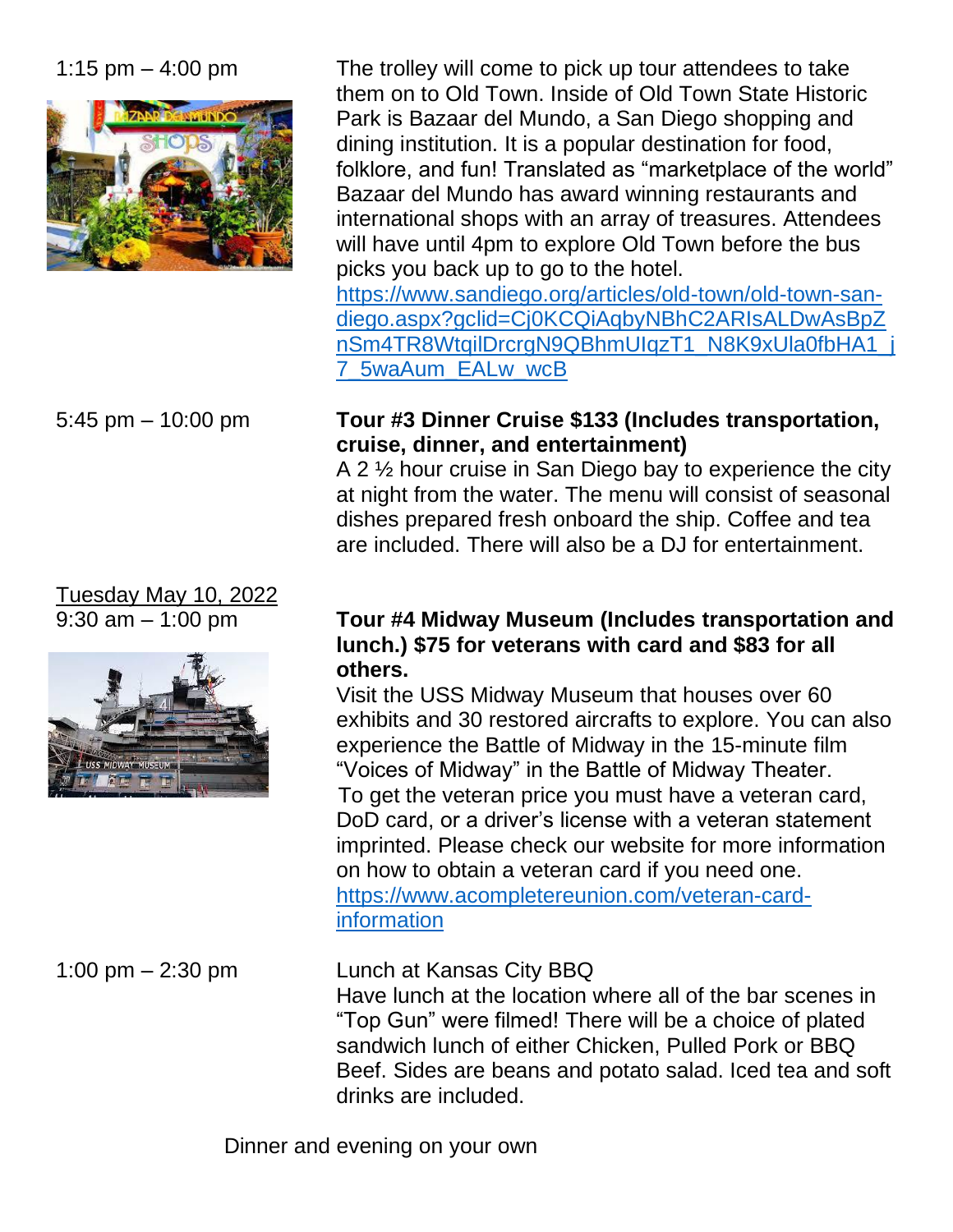1:15 pm – 4:00 pm

The trolley will come to pick up tour attendees to take them on to Old Town. Inside of Old Town State Historic Park is Bazaar del Mundo, a San Diego shopping and dining institution. It is a popular destination for food, folklore, and fun! Translated as "marketplace of the world" Bazaar del Mundo has award winning restaurants and international shops with an array of treasures. Attendees will have until 4pm to explore Old Town before the bus picks you back up to go to the hotel.
https://www.sandiego.org/articles/old-town/old-town-san-diego.aspx?gclid=Cj0KCQiAqbyNBhC2ARIsALDwAsBpZnSm4TR8WtqilDrcrgN9QBhmUIqzT1_N8K9xUla0fbHA1_j7_5waAum_EALw_wcB

5:45 pm – 10:00 pm

**Tour #3 Dinner Cruise $133 (Includes transportation, cruise, dinner, and entertainment)**
A 2 ½ hour cruise in San Diego bay to experience the city at night from the water. The menu will consist of seasonal dishes prepared fresh onboard the ship. Coffee and tea are included. There will also be a DJ for entertainment.

<u>Tuesday May 10, 2022</u>
9:30 am – 1:00 pm

**Tour #4 Midway Museum (Includes transportation and lunch.) $75 for veterans with card and $83 for all others.**
Visit the USS Midway Museum that houses over 60 exhibits and 30 restored aircrafts to explore. You can also experience the Battle of Midway in the 15-minute film "Voices of Midway" in the Battle of Midway Theater.
To get the veteran price you must have a veteran card, DoD card, or a driver's license with a veteran statement imprinted. Please check our website for more information on how to obtain a veteran card if you need one.
https://www.acompletereunion.com/veteran-card-information

1:00 pm – 2:30 pm

Lunch at Kansas City BBQ
Have lunch at the location where all of the bar scenes in "Top Gun" were filmed! There will be a choice of plated sandwich lunch of either Chicken, Pulled Pork or BBQ Beef. Sides are beans and potato salad. Iced tea and soft drinks are included.

Dinner and evening on your own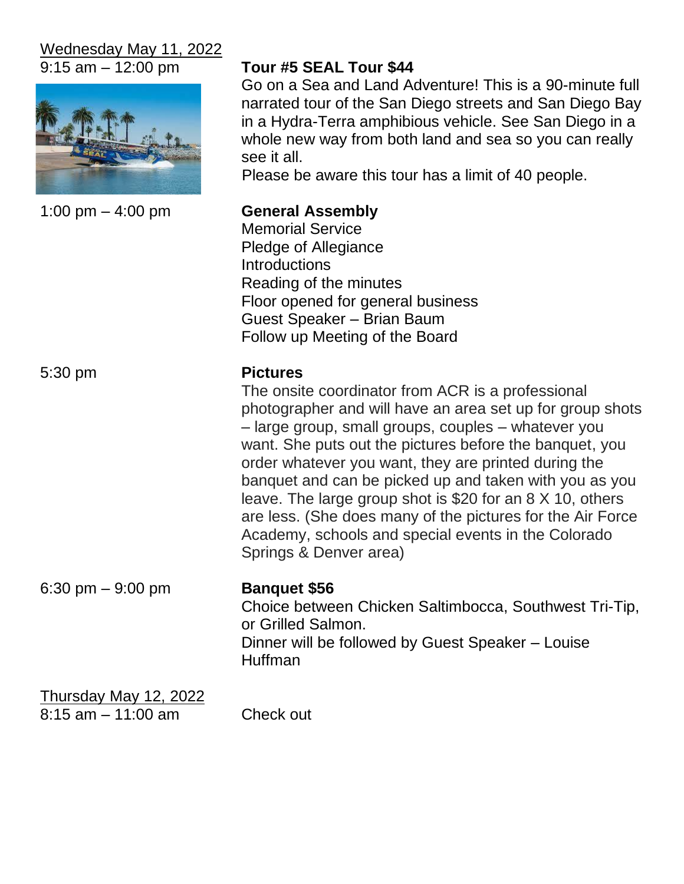<u>Wednesday May 11, 2022</u>

9:15 am – 12:00 pm

**Tour #5 SEAL Tour $44**

Go on a Sea and Land Adventure! This is a 90-minute full narrated tour of the San Diego streets and San Diego Bay in a Hydra-Terra amphibious vehicle. See San Diego in a whole new way from both land and sea so you can really see it all.

Please be aware this tour has a limit of 40 people.

1:00 pm – 4:00 pm

**General Assembly**

Memorial Service
Pledge of Allegiance
Introductions
Reading of the minutes
Floor opened for general business
Guest Speaker – Brian Baum
Follow up Meeting of the Board

5:30 pm

**Pictures**

The onsite coordinator from ACR is a professional photographer and will have an area set up for group shots – large group, small groups, couples – whatever you want. She puts out the pictures before the banquet, you order whatever you want, they are printed during the banquet and can be picked up and taken with you as you leave. The large group shot is $20 for an 8 X 10, others are less. (She does many of the pictures for the Air Force Academy, schools and special events in the Colorado Springs & Denver area)

6:30 pm – 9:00 pm

**Banquet $56**

Choice between Chicken Saltimbocca, Southwest Tri-Tip, or Grilled Salmon.
Dinner will be followed by Guest Speaker – Louise Huffman

<u>Thursday May 12, 2022</u>

8:15 am – 11:00 am

Check out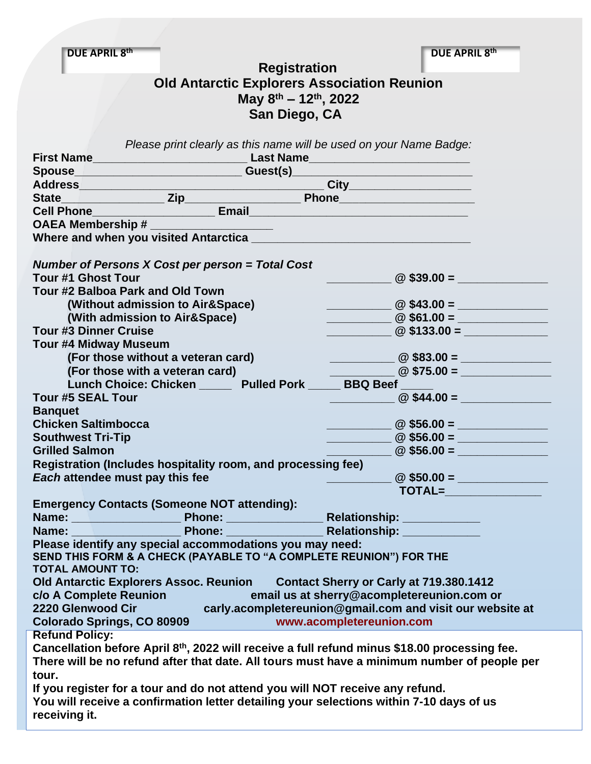**DUE APRIL 8th** **DUE APRIL 8th**

# Registration
# Old Antarctic Explorers Association Reunion
## May 8th – 12th, 2022
## San Diego, CA

*Please print clearly as this name will be used on your Name Badge:*

**First Name**________________________ **Last Name**_________________________

**Spouse**___________________________ **Guest(s)**___________________________

**Address**_______________________________________ **City**___________________

**State**________________ **Zip**__________________ **Phone**_____________________

**Cell Phone**___________________ **Email**___________________________________

**OAEA Membership #** ___________________

**Where and when you visited Antarctica** ___________________________________

***Number of Persons X Cost per person = Total Cost***

| | |
|---|---|
| **Tour #1 Ghost Tour** | __________ **@ $39.00 =** ______________ |
| **Tour #2 Balboa Park and Old Town** | |
| **(Without admission to Air&Space)** | __________ **@ $43.00 =** ______________ |
| **(With admission to Air&Space)** | __________ **@ $61.00 =** ______________ |
| **Tour #3 Dinner Cruise** | __________ **@ $133.00 =** _____________ |
| **Tour #4 Midway Museum** | |
| **(For those without a veteran card)** | __________ **@ $83.00 =** ______________ |
| **(For those with a veteran card)** | __________ **@ $75.00 =** ______________ |
| **Lunch Choice: Chicken _____ Pulled Pork _____ BBQ Beef _____** | |
| **Tour #5 SEAL Tour** | __________ **@ $44.00 =** ______________ |
| **Banquet** | |
| **Chicken Saltimbocca** | __________ **@ $56.00 =** ______________ |
| **Southwest Tri-Tip** | __________ **@ $56.00 =** ______________ |
| **Grilled Salmon** | __________ **@ $56.00 =** ______________ |
| **Registration (Includes hospitality room, and processing fee)** | |
| ***Each* attendee must pay this fee** | __________ **@ $50.00 =** ______________ |
| | **TOTAL=**______________ |

**Emergency Contacts (Someone NOT attending):**

**Name:** _________________ **Phone:** _______________ **Relationship:** ____________

**Name:** _________________ **Phone:** _______________ **Relationship:** ____________

**Please identify any special accommodations you may need:**

**SEND THIS FORM & A CHECK (PAYABLE TO "A COMPLETE REUNION") FOR THE TOTAL AMOUNT TO:**

**Old Antarctic Explorers Assoc. Reunion**
**c/o A Complete Reunion**
**2220 Glenwood Cir**
**Colorado Springs, CO 80909**

**Contact Sherry or Carly at 719.380.1412**
**email us at sherry@acompletereunion.com or carly.acompletereunion@gmail.com and visit our website at www.acompletereunion.com**

**Refund Policy:**
**Cancellation before April 8th, 2022 will receive a full refund minus $18.00 processing fee. There will be no refund after that date. All tours must have a minimum number of people per tour.**
**If you register for a tour and do not attend you will NOT receive any refund.**
**You will receive a confirmation letter detailing your selections within 7-10 days of us receiving it.**